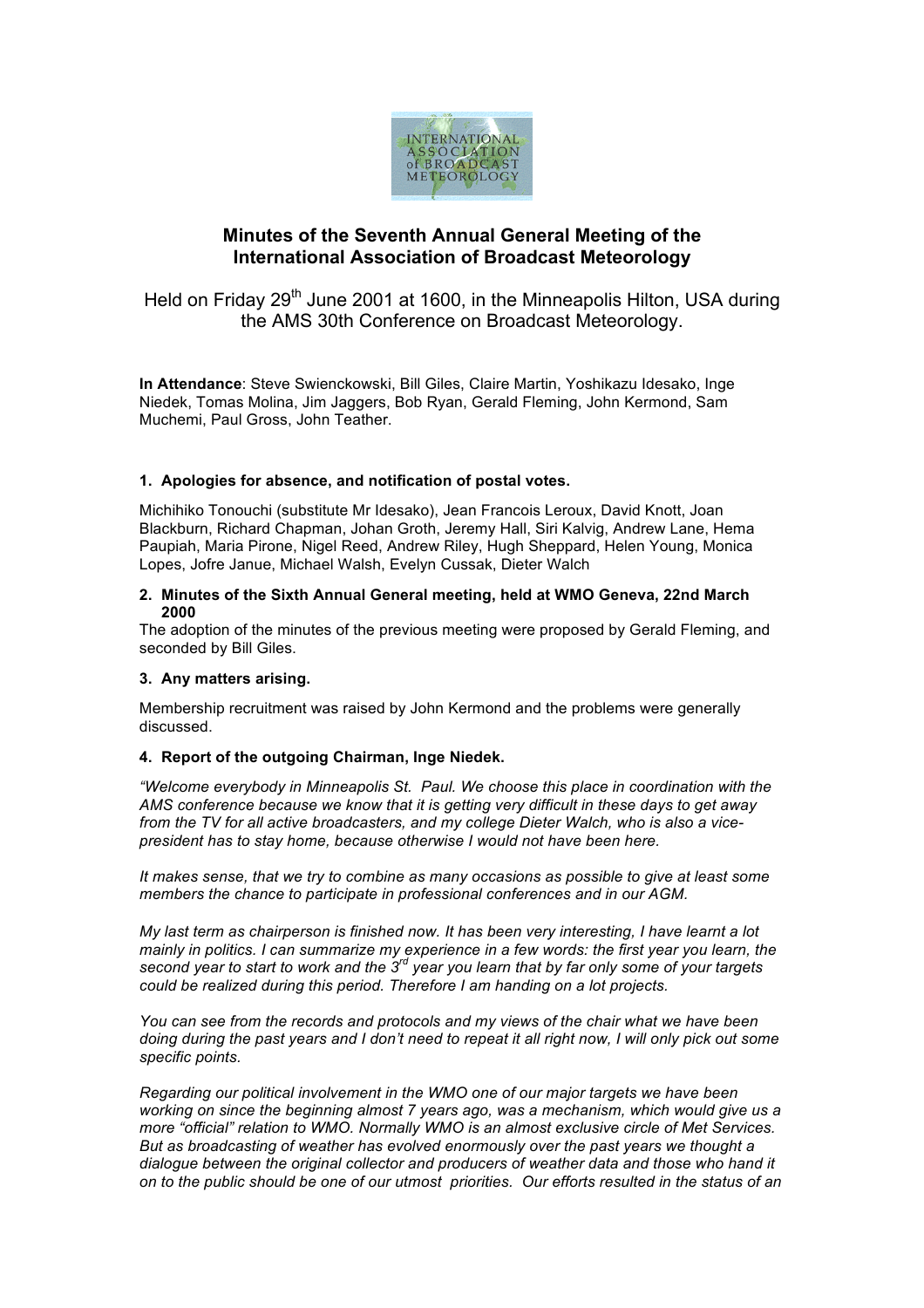# Minutes of the Seventh Annual General Meeting of the International Association of Broadcast Meteorology

Held on Friday 29th June 2001 at 1600, in the Minneapolis Hilton, USA during the AMS 30th Conference on Broadcast Meteorology.

**In Attendance**: Steve Swienckowski, Bill Giles, Claire Martin, Yoshikazu Idesako, Inge Niedek, Tomas Molina, Jim Jaggers, Bob Ryan, Gerald Fleming, John Kermond, Sam Muchemi, Paul Gross, John Teather.

### 1. Apologies for absence, and notification of postal votes.

Michihiko Tonouchi (substitute Mr Idesako), Jean Francois Leroux, David Knott, Joan Blackburn, Richard Chapman, Johan Groth, Jeremy Hall, Siri Kalvig, Andrew Lane, Hema Paupiah, Maria Pirone, Nigel Reed, Andrew Riley, Hugh Sheppard, Helen Young, Monica Lopes, Jofre Janue, Michael Walsh, Evelyn Cussak, Dieter Walch

### 2. Minutes of the Sixth Annual General meeting, held at WMO Geneva, 22nd March 2000

The adoption of the minutes of the previous meeting were proposed by Gerald Fleming, and seconded by Bill Giles.

### 3. Any matters arising.

Membership recruitment was raised by John Kermond and the problems were generally discussed.

### 4. Report of the outgoing Chairman, Inge Niedek.

*"Welcome everybody in Minneapolis St. Paul. We choose this place in coordination with the AMS conference because we know that it is getting very difficult in these days to get away from the TV for all active broadcasters, and my college Dieter Walch, who is also a vice-president has to stay home, because otherwise I would not have been here.*

*It makes sense, that we try to combine as many occasions as possible to give at least some members the chance to participate in professional conferences and in our AGM.*

*My last term as chairperson is finished now. It has been very interesting, I have learnt a lot mainly in politics. I can summarize my experience in a few words: the first year you learn, the second year to start to work and the 3rd year you learn that by far only some of your targets could be realized during this period. Therefore I am handing on a lot projects.*

*You can see from the records and protocols and my views of the chair what we have been doing during the past years and I don't need to repeat it all right now, I will only pick out some specific points.*

*Regarding our political involvement in the WMO one of our major targets we have been working on since the beginning almost 7 years ago, was a mechanism, which would give us a more "official" relation to WMO. Normally WMO is an almost exclusive circle of Met Services. But as broadcasting of weather has evolved enormously over the past years we thought a dialogue between the original collector and producers of weather data and those who hand it on to the public should be one of our utmost priorities. Our efforts resulted in the status of an*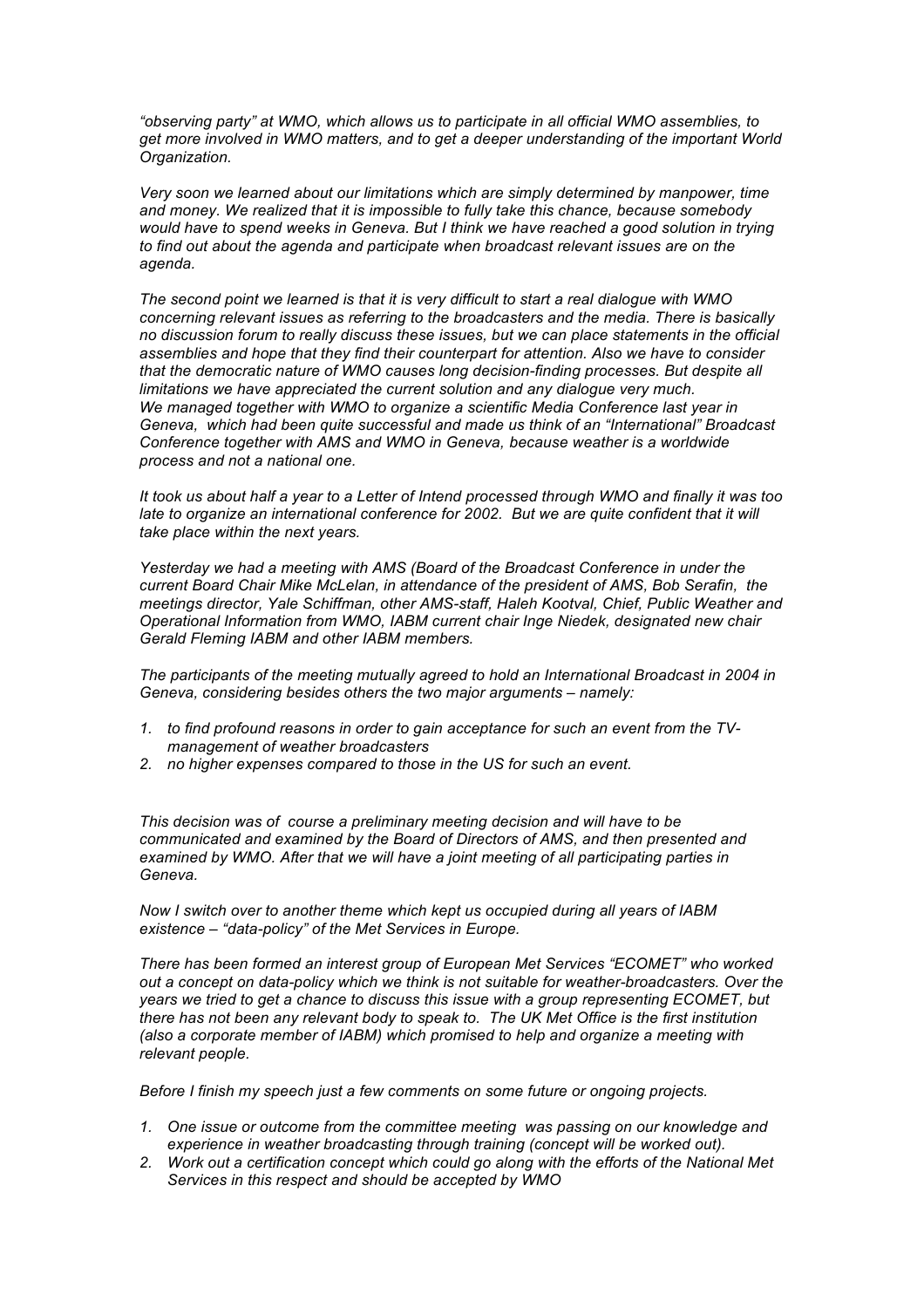*"observing party" at WMO, which allows us to participate in all official WMO assemblies, to get more involved in WMO matters, and to get a deeper understanding of the important World Organization.*

*Very soon we learned about our limitations which are simply determined by manpower, time and money. We realized that it is impossible to fully take this chance, because somebody would have to spend weeks in Geneva. But I think we have reached a good solution in trying to find out about the agenda and participate when broadcast relevant issues are on the agenda.*

*The second point we learned is that it is very difficult to start a real dialogue with WMO concerning relevant issues as referring to the broadcasters and the media. There is basically no discussion forum to really discuss these issues, but we can place statements in the official assemblies and hope that they find their counterpart for attention. Also we have to consider that the democratic nature of WMO causes long decision-finding processes. But despite all limitations we have appreciated the current solution and any dialogue very much.*
*We managed together with WMO to organize a scientific Media Conference last year in Geneva, which had been quite successful and made us think of an "International" Broadcast Conference together with AMS and WMO in Geneva, because weather is a worldwide process and not a national one.*

*It took us about half a year to a Letter of Intend processed through WMO and finally it was too late to organize an international conference for 2002. But we are quite confident that it will take place within the next years.*

*Yesterday we had a meeting with AMS (Board of the Broadcast Conference in under the current Board Chair Mike McLelan, in attendance of the president of AMS, Bob Serafin, the meetings director, Yale Schiffman, other AMS-staff, Haleh Kootval, Chief, Public Weather and Operational Information from WMO, IABM current chair Inge Niedek, designated new chair Gerald Fleming IABM and other IABM members.*

*The participants of the meeting mutually agreed to hold an International Broadcast in 2004 in Geneva, considering besides others the two major arguments – namely:*

1. *to find profound reasons in order to gain acceptance for such an event from the TV-management of weather broadcasters*
2. *no higher expenses compared to those in the US for such an event.*

*This decision was of course a preliminary meeting decision and will have to be communicated and examined by the Board of Directors of AMS, and then presented and examined by WMO. After that we will have a joint meeting of all participating parties in Geneva.*

*Now I switch over to another theme which kept us occupied during all years of IABM existence – "data-policy" of the Met Services in Europe.*

*There has been formed an interest group of European Met Services "ECOMET" who worked out a concept on data-policy which we think is not suitable for weather-broadcasters. Over the years we tried to get a chance to discuss this issue with a group representing ECOMET, but there has not been any relevant body to speak to. The UK Met Office is the first institution (also a corporate member of IABM) which promised to help and organize a meeting with relevant people.*

*Before I finish my speech just a few comments on some future or ongoing projects.*

1. *One issue or outcome from the committee meeting was passing on our knowledge and experience in weather broadcasting through training (concept will be worked out).*
2. *Work out a certification concept which could go along with the efforts of the National Met Services in this respect and should be accepted by WMO*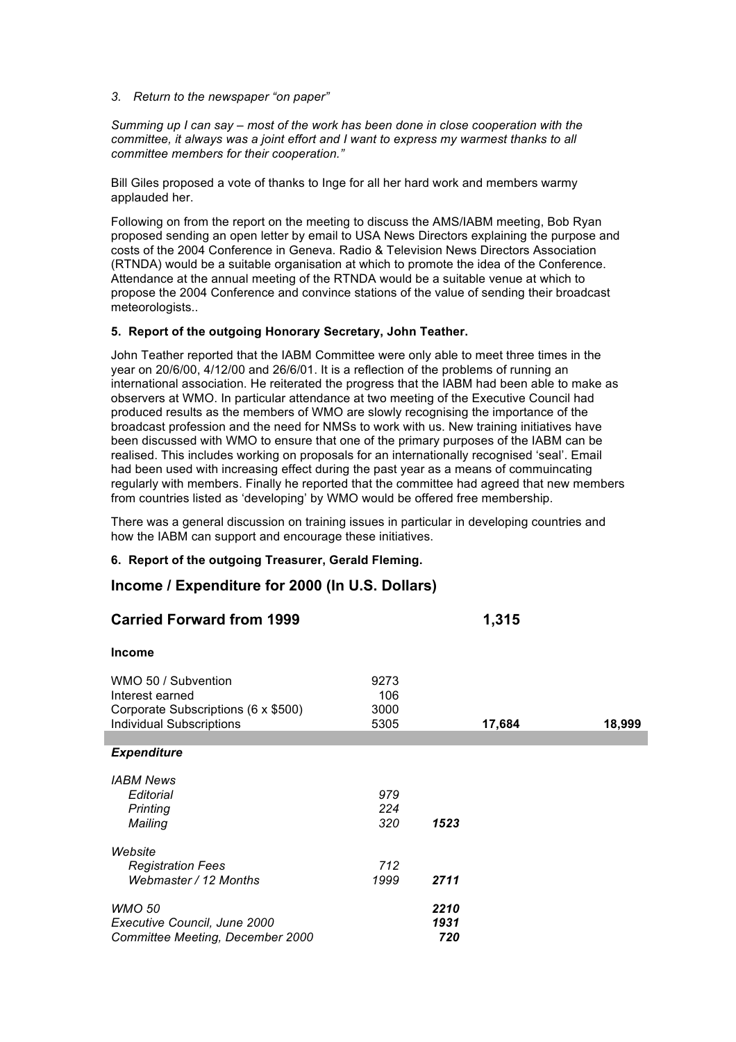*3. Return to the newspaper "on paper"*

*Summing up I can say – most of the work has been done in close cooperation with the committee, it always was a joint effort and I want to express my warmest thanks to all committee members for their cooperation."*

Bill Giles proposed a vote of thanks to Inge for all her hard work and members warmy applauded her.

Following on from the report on the meeting to discuss the AMS/IABM meeting, Bob Ryan proposed sending an open letter by email to USA News Directors explaining the purpose and costs of the 2004 Conference in Geneva. Radio & Television News Directors Association (RTNDA) would be a suitable organisation at which to promote the idea of the Conference. Attendance at the annual meeting of the RTNDA would be a suitable venue at which to propose the 2004 Conference and convince stations of the value of sending their broadcast meteorologists..

**5. Report of the outgoing Honorary Secretary, John Teather.**

John Teather reported that the IABM Committee were only able to meet three times in the year on 20/6/00, 4/12/00 and 26/6/01. It is a reflection of the problems of running an international association. He reiterated the progress that the IABM had been able to make as observers at WMO. In particular attendance at two meeting of the Executive Council had produced results as the members of WMO are slowly recognising the importance of the broadcast profession and the need for NMSs to work with us. New training initiatives have been discussed with WMO to ensure that one of the primary purposes of the IABM can be realised. This includes working on proposals for an internationally recognised 'seal'. Email had been used with increasing effect during the past year as a means of commuincating regularly with members. Finally he reported that the committee had agreed that new members from countries listed as 'developing' by WMO would be offered free membership.

There was a general discussion on training issues in particular in developing countries and how the IABM can support and encourage these initiatives.

**6. Report of the outgoing Treasurer, Gerald Fleming.**

## Income / Expenditure for 2000 (In U.S. Dollars)

| | | | | |
|---|---|---|---|---|
| **Carried Forward from 1999** | | | **1,315** | |
| **Income** | | | | |
| WMO 50 / Subvention | 9273 | | | |
| Interest earned | 106 | | | |
| Corporate Subscriptions (6 x $500) | 3000 | | | |
| Individual Subscriptions | 5305 | | **17,684** | **18,999** |
| ***Expenditure*** | | | | |
| *IABM News* | | | | |
| *Editorial* | *979* | | | |
| *Printing* | *224* | | | |
| *Mailing* | *320* | ***1523*** | | |
| *Website* | | | | |
| *Registration Fees* | *712* | | | |
| *Webmaster / 12 Months* | *1999* | ***2711*** | | |
| *WMO 50* | | ***2210*** | | |
| *Executive Council, June 2000* | | ***1931*** | | |
| *Committee Meeting, December 2000* | | ***720*** | | |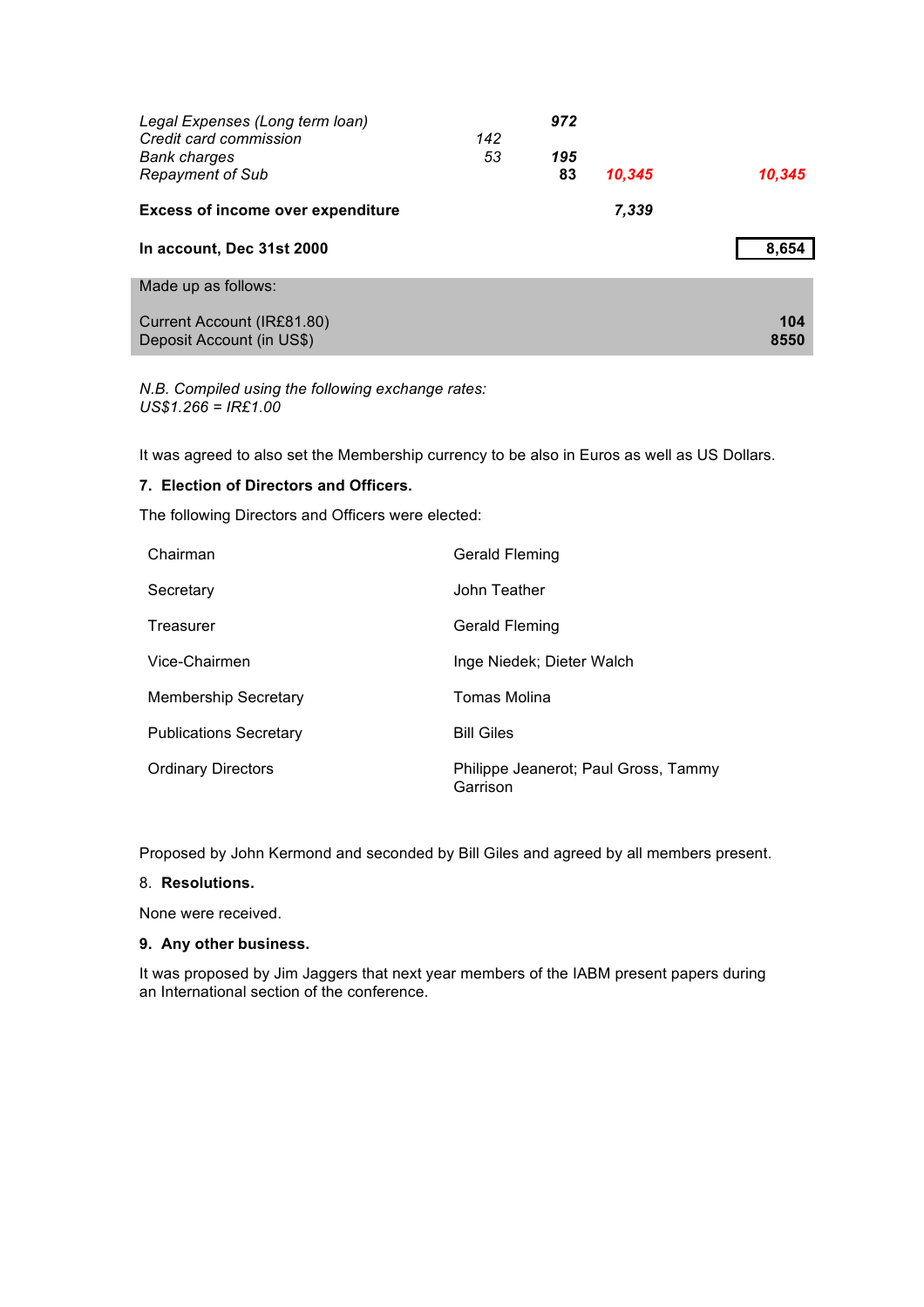| | | | | |
|---|---|---|---|---|
| *Legal Expenses (Long term loan)* | | ***972*** | | |
| *Credit card commission* | *142* | | | |
| *Bank charges* | *53* | ***195*** | | |
| *Repayment of Sub* | | **83** | ***10,345*** | ***10,345*** |
| **Excess of income over expenditure** | | | ***7,339*** | |
| **In account, Dec 31st 2000** | | | | **8,654** |
| Made up as follows: | | | | |
| Current Account (IR£81.80) | | | | **104** |
| Deposit Account (in US$) | | | | **8550** |

*N.B. Compiled using the following exchange rates:*
*US$1.266 = IR£1.00*

It was agreed to also set the Membership currency to be also in Euros as well as US Dollars.

**7. Election of Directors and Officers.**

The following Directors and Officers were elected:

| | |
|---|---|
| Chairman | Gerald Fleming |
| Secretary | John Teather |
| Treasurer | Gerald Fleming |
| Vice-Chairmen | Inge Niedek; Dieter Walch |
| Membership Secretary | Tomas Molina |
| Publications Secretary | Bill Giles |
| Ordinary Directors | Philippe Jeanerot; Paul Gross, Tammy Garrison |

Proposed by John Kermond and seconded by Bill Giles and agreed by all members present.

8. **Resolutions.**

None were received.

**9. Any other business.**

It was proposed by Jim Jaggers that next year members of the IABM present papers during an International section of the conference.